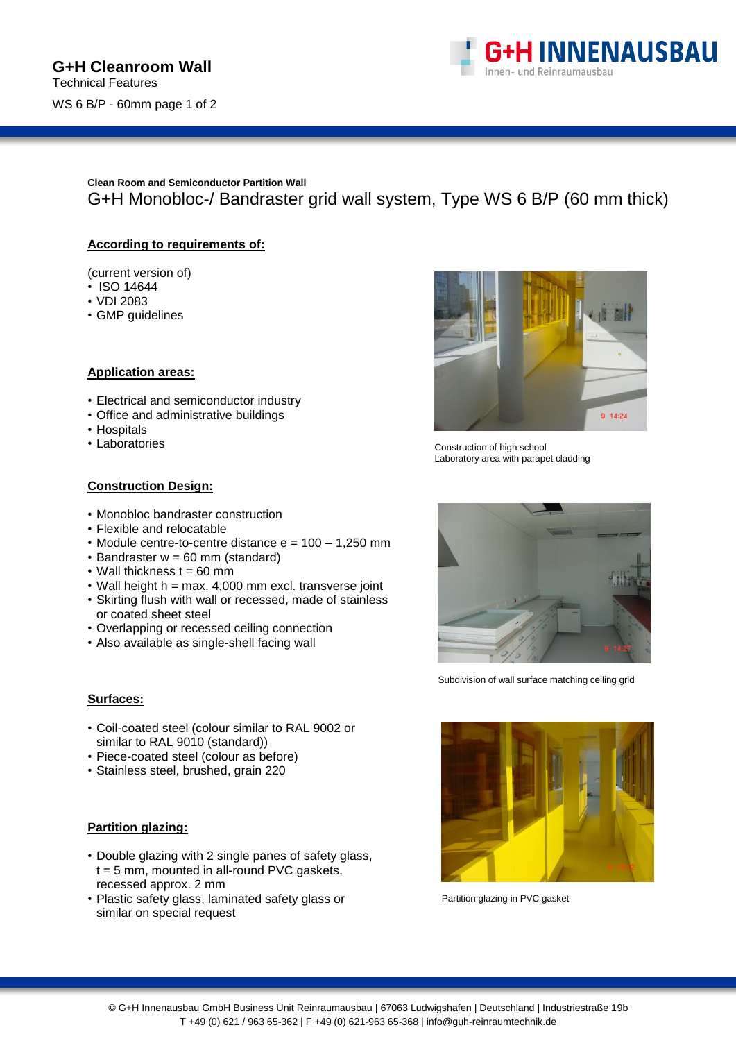# G+H Cleanroom Wall

Technical Features

WS 6 B/P - 60mm page 1 of 2

**Clean Room and Semiconductor Partition Wall**

## G+H Monobloc-/ Bandraster grid wall system, Type WS 6 B/P (60 mm thick)

### According to requirements of:

(current version of)

- ISO 14644
- VDI 2083
- GMP guidelines

### Application areas:

- Electrical and semiconductor industry
- Office and administrative buildings
- Hospitals
- Laboratories

### Construction Design:

- Monobloc bandraster construction
- Flexible and relocatable
- Module centre-to-centre distance e = 100 – 1,250 mm
- Bandraster w = 60 mm (standard)
- Wall thickness t = 60 mm
- Wall height h = max. 4,000 mm excl. transverse joint
- Skirting flush with wall or recessed, made of stainless or coated sheet steel
- Overlapping or recessed ceiling connection
- Also available as single-shell facing wall

### Surfaces:

- Coil-coated steel (colour similar to RAL 9002 or similar to RAL 9010 (standard))
- Piece-coated steel (colour as before)
- Stainless steel, brushed, grain 220

### Partition glazing:

- Double glazing with 2 single panes of safety glass, t = 5 mm, mounted in all-round PVC gaskets, recessed approx. 2 mm
- Plastic safety glass, laminated safety glass or similar on special request

Construction of high school
Laboratory area with parapet cladding

Subdivision of wall surface matching ceiling grid

Partition glazing in PVC gasket

© G+H Innenausbau GmbH Business Unit Reinraumausbau | 67063 Ludwigshafen | Deutschland | Industriestraße 19b
T +49 (0) 621 / 963 65-362 | F +49 (0) 621-963 65-368 | info@guh-reinraumtechnik.de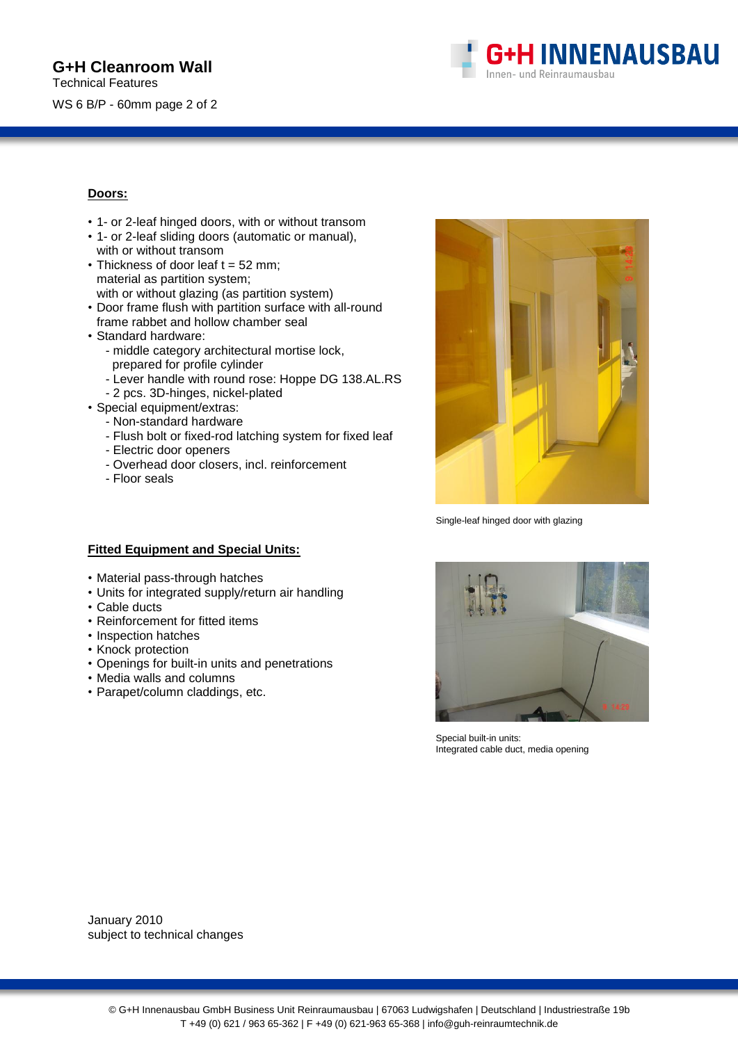## Doors:

- 1- or 2-leaf hinged doors, with or without transom
- 1- or 2-leaf sliding doors (automatic or manual), with or without transom
- Thickness of door leaf t = 52 mm; material as partition system; with or without glazing (as partition system)
- Door frame flush with partition surface with all-round frame rabbet and hollow chamber seal
- Standard hardware:
  - middle category architectural mortise lock, prepared for profile cylinder
  - Lever handle with round rose: Hoppe DG 138.AL.RS
  - 2 pcs. 3D-hinges, nickel-plated
- Special equipment/extras:
  - Non-standard hardware
  - Flush bolt or fixed-rod latching system for fixed leaf
  - Electric door openers
  - Overhead door closers, incl. reinforcement
  - Floor seals

Single-leaf hinged door with glazing

## Fitted Equipment and Special Units:

- Material pass-through hatches
- Units for integrated supply/return air handling
- Cable ducts
- Reinforcement for fitted items
- Inspection hatches
- Knock protection
- Openings for built-in units and penetrations
- Media walls and columns
- Parapet/column claddings, etc.

Special built-in units:
Integrated cable duct, media opening

January 2010
subject to technical changes

© G+H Innenausbau GmbH Business Unit Reinraumausbau | 67063 Ludwigshafen | Deutschland | Industriestraße 19b
T +49 (0) 621 / 963 65-362 | F +49 (0) 621-963 65-368 | info@guh-reinraumtechnik.de